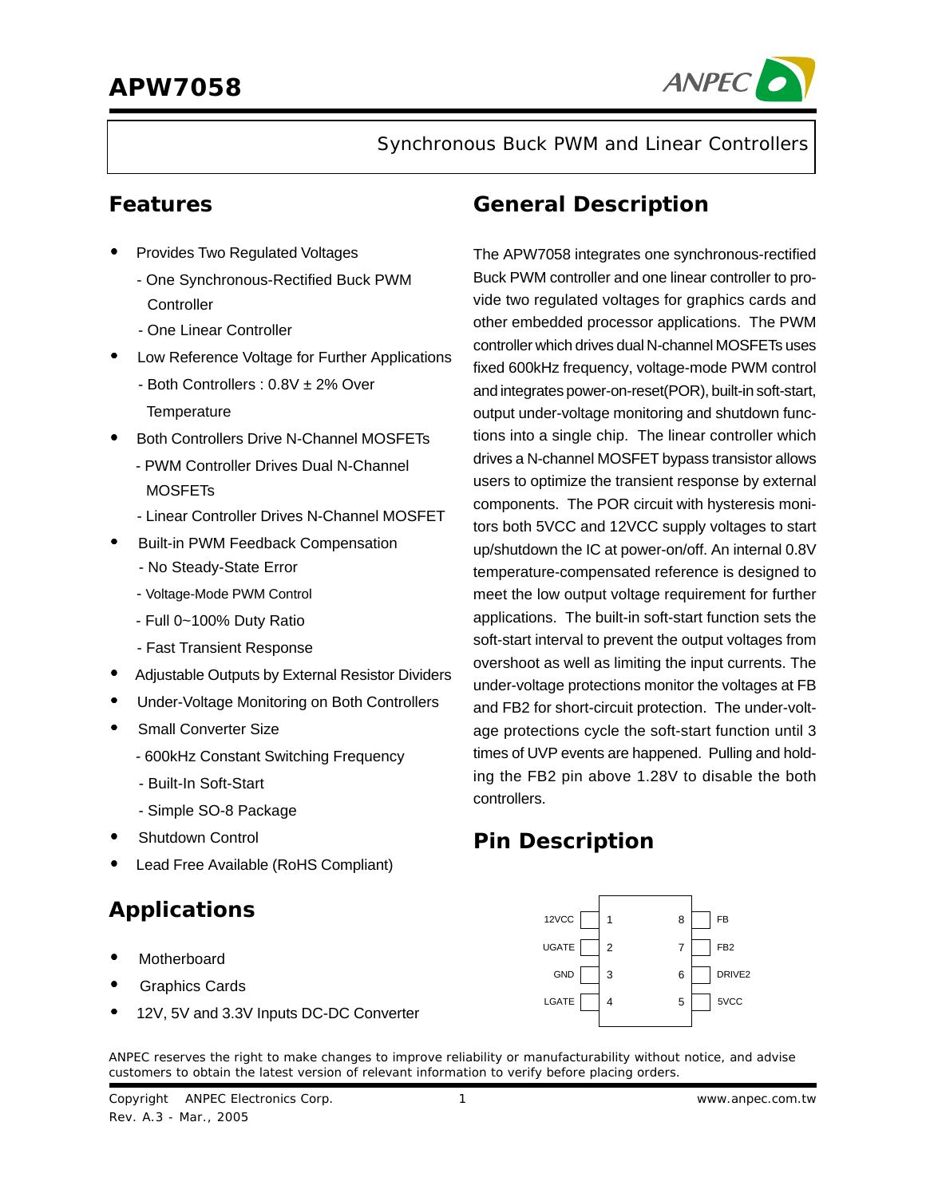# APW7058

Synchronous Buck PWM and Linear Controllers

## Features

- Provides Two Regulated Voltages
  - One Synchronous-Rectified Buck PWM Controller
  - One Linear Controller
- Low Reference Voltage for Further Applications
  - Both Controllers : 0.8V ± 2% Over Temperature
- Both Controllers Drive N-Channel MOSFETs
  - PWM Controller Drives Dual N-Channel MOSFETs
  - Linear Controller Drives N-Channel MOSFET
- Built-in PWM Feedback Compensation
  - No Steady-State Error
  - Voltage-Mode PWM Control
  - Full 0~100% Duty Ratio
  - Fast Transient Response
- Adjustable Outputs by External Resistor Dividers
- Under-Voltage Monitoring on Both Controllers
- Small Converter Size
  - 600kHz Constant Switching Frequency
  - Built-In Soft-Start
  - Simple SO-8 Package
- Shutdown Control
- Lead Free Available (RoHS Compliant)

## Applications

- Motherboard
- Graphics Cards
- 12V, 5V and 3.3V Inputs DC-DC Converter

## General Description

The APW7058 integrates one synchronous-rectified Buck PWM controller and one linear controller to provide two regulated voltages for graphics cards and other embedded processor applications. The PWM controller which drives dual N-channel MOSFETs uses fixed 600kHz frequency, voltage-mode PWM control and integrates power-on-reset(POR), built-in soft-start, output under-voltage monitoring and shutdown functions into a single chip. The linear controller which drives a N-channel MOSFET bypass transistor allows users to optimize the transient response by external components. The POR circuit with hysteresis monitors both 5VCC and 12VCC supply voltages to start up/shutdown the IC at power-on/off. An internal 0.8V temperature-compensated reference is designed to meet the low output voltage requirement for further applications. The built-in soft-start function sets the soft-start interval to prevent the output voltages from overshoot as well as limiting the input currents. The under-voltage protections monitor the voltages at FB and FB2 for short-circuit protection. The under-voltage protections cycle the soft-start function until 3 times of UVP events are happened. Pulling and holding the FB2 pin above 1.28V to disable the both controllers.

## Pin Description

| Pin | Name | Pin | Name |
|---|---|---|---|
| 1 | 12VCC | 8 | FB |
| 2 | UGATE | 7 | FB2 |
| 3 | GND | 6 | DRIVE2 |
| 4 | LGATE | 5 | 5VCC |

ANPEC reserves the right to make changes to improve reliability or manufacturability without notice, and advise customers to obtain the latest version of relevant information to verify before placing orders.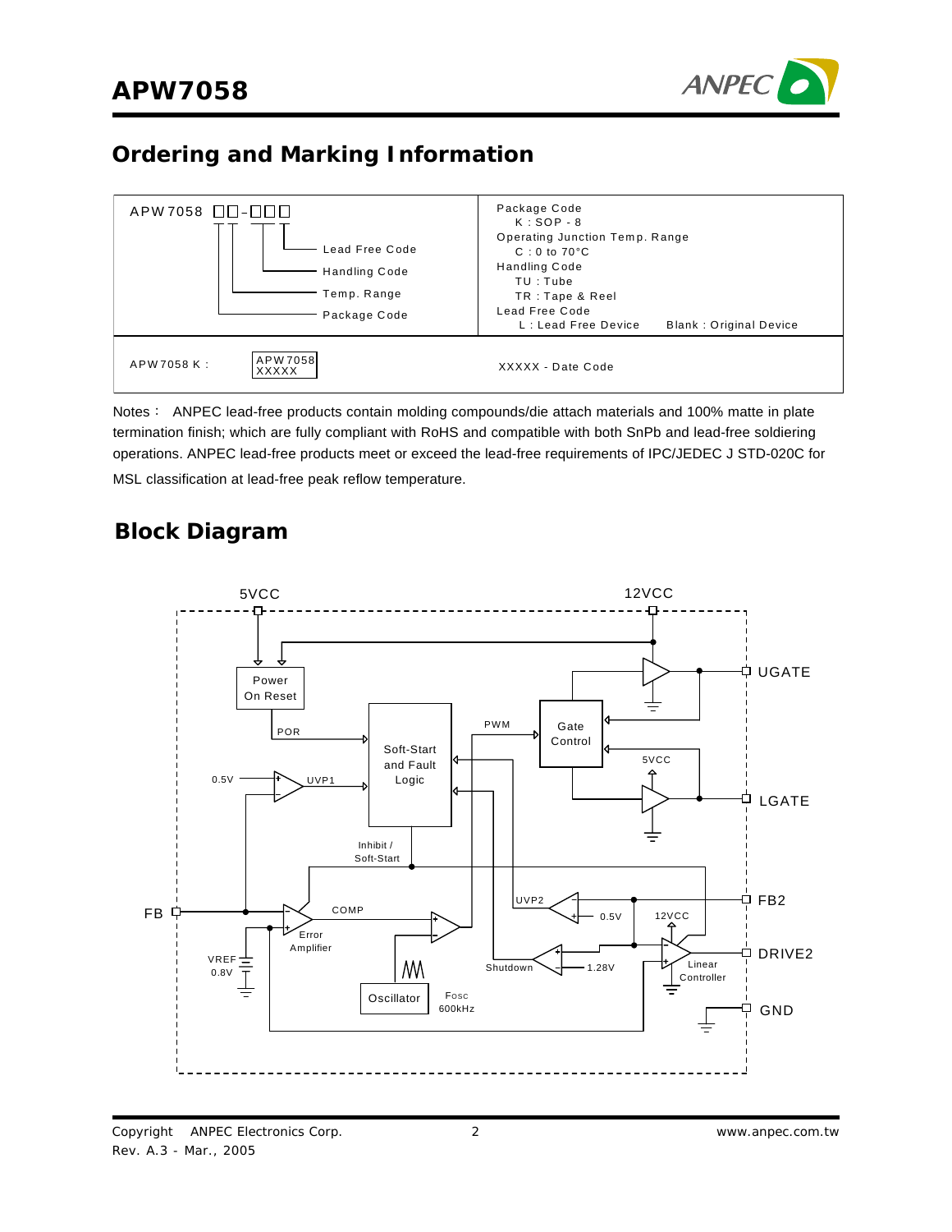## Ordering and Marking Information

| APW7058 □□-□□□ | |
|---|---|
| Lead Free Code<br>Handling Code<br>Temp. Range<br>Package Code | Package Code<br>K : SOP - 8<br>Operating Junction Temp. Range<br>C : 0 to 70°C<br>Handling Code<br>TU : Tube<br>TR : Tape & Reel<br>Lead Free Code<br>L : Lead Free Device  Blank : Original Device |
| APW7058 K : APW7058 XXXXX | XXXXX - Date Code |

Notes： ANPEC lead-free products contain molding compounds/die attach materials and 100% matte in plate termination finish; which are fully compliant with RoHS and compatible with both SnPb and lead-free soldiering operations. ANPEC lead-free products meet or exceed the lead-free requirements of IPC/JEDEC J STD-020C for MSL classification at lead-free peak reflow temperature.

## Block Diagram

5VCC 12VCC UGATE LGATE FB FB2 DRIVE2 GND

Power On Reset, POR, Soft-Start and Fault Logic, PWM, Gate Control, 5VCC, 0.5V, UVP1, Inhibit / Soft-Start, COMP, Error Amplifier, VREF 0.8V, UVP2, 0.5V, 12VCC, Shutdown, 1.28V, Linear Controller, Oscillator, FOSC 600kHz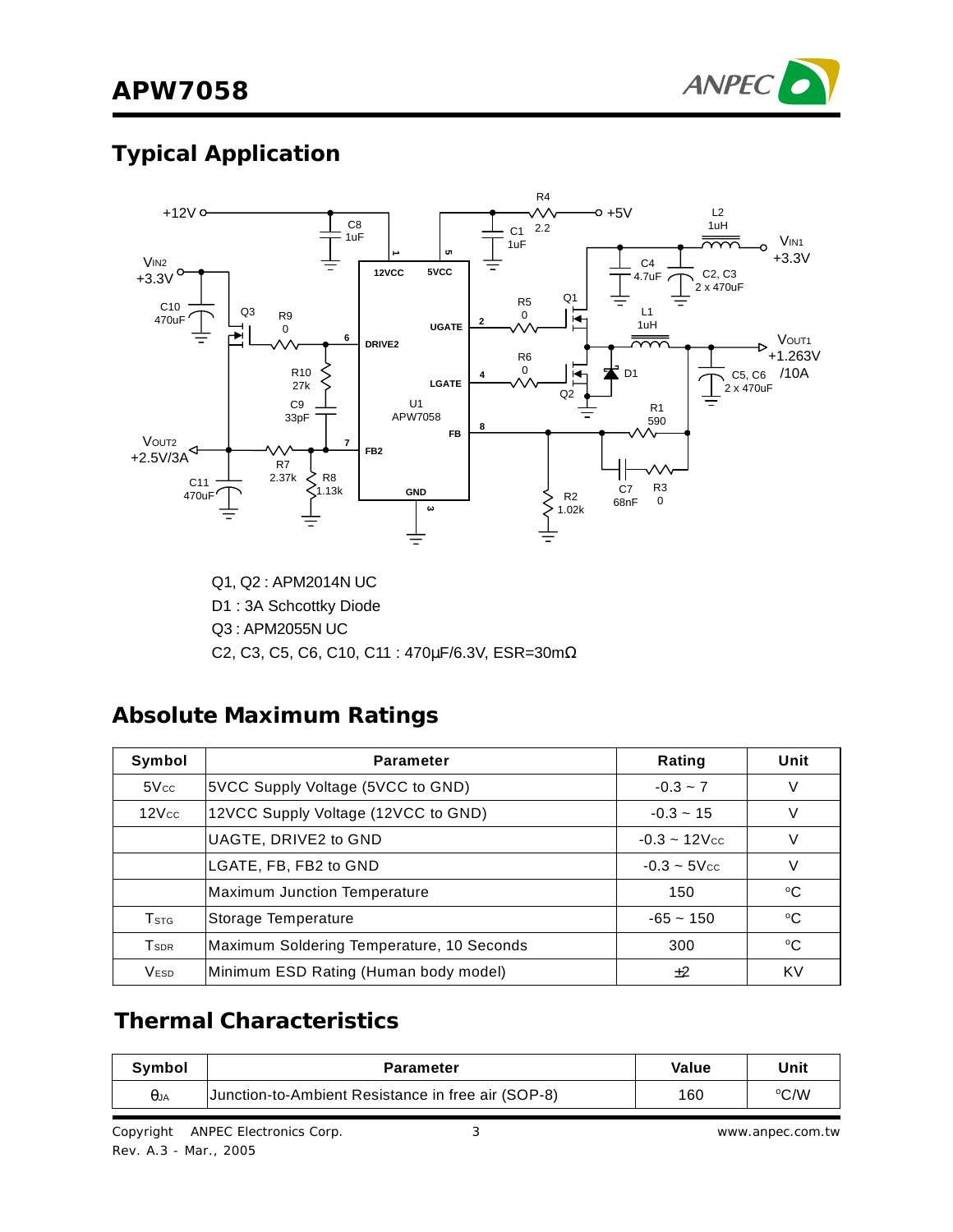## Typical Application

Q1, Q2 : APM2014N UC

D1 : 3A Schcottky Diode

Q3 : APM2055N UC

C2, C3, C5, C6, C10, C11 : 470μF/6.3V, ESR=30mΩ

## Absolute Maximum Ratings

| Symbol | Parameter | Rating | Unit |
|---|---|---|---|
| $5V_{CC}$ | 5VCC Supply Voltage (5VCC to GND) | -0.3 ~ 7 | V |
| $12V_{CC}$ | 12VCC Supply Voltage (12VCC to GND) | -0.3 ~ 15 | V |
| | UAGTE, DRIVE2 to GND | -0.3 ~ $12V_{CC}$ | V |
| | LGATE, FB, FB2 to GND | -0.3 ~ $5V_{CC}$ | V |
| | Maximum Junction Temperature | 150 | °C |
| $T_{STG}$ | Storage Temperature | -65 ~ 150 | °C |
| $T_{SDR}$ | Maximum Soldering Temperature, 10 Seconds | 300 | °C |
| $V_{ESD}$ | Minimum ESD Rating (Human body model) | ±2 | KV |

## Thermal Characteristics

| Symbol | Parameter | Value | Unit |
|---|---|---|---|
| $\theta_{JA}$ | Junction-to-Ambient Resistance in free air (SOP-8) | 160 | °C/W |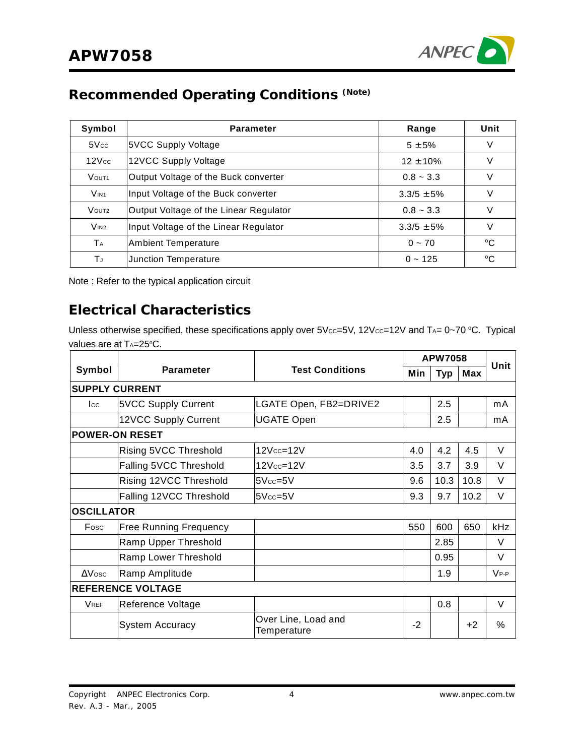## Recommended Operating Conditions (Note)

| Symbol | Parameter | Range | Unit |
|---|---|---|---|
| $5V_{CC}$ | 5VCC Supply Voltage | 5 ±5% | V |
| $12V_{CC}$ | 12VCC Supply Voltage | 12 ±10% | V |
| $V_{OUT1}$ | Output Voltage of the Buck converter | 0.8 ~ 3.3 | V |
| $V_{IN1}$ | Input Voltage of the Buck converter | 3.3/5 ±5% | V |
| $V_{OUT2}$ | Output Voltage of the Linear Regulator | 0.8 ~ 3.3 | V |
| $V_{IN2}$ | Input Voltage of the Linear Regulator | 3.3/5 ±5% | V |
| $T_A$ | Ambient Temperature | 0 ~ 70 | °C |
| $T_J$ | Junction Temperature | 0 ~ 125 | °C |

Note : Refer to the typical application circuit

## Electrical Characteristics

Unless otherwise specified, these specifications apply over $5V_{CC}$=5V, $12V_{CC}$=12V and $T_A$= 0~70 °C. Typical values are at $T_A$=25°C.

| Symbol | Parameter | Test Conditions | APW7058 | | | Unit |
|---|---|---|---|---|---|---|
| | | | Min | Typ | Max | |
| **SUPPLY CURRENT** | | | | | | |
| $I_{CC}$ | 5VCC Supply Current | LGATE Open, FB2=DRIVE2 | | 2.5 | | mA |
| | 12VCC Supply Current | UGATE Open | | 2.5 | | mA |
| **POWER-ON RESET** | | | | | | |
| | Rising 5VCC Threshold | $12V_{CC}$=12V | 4.0 | 4.2 | 4.5 | V |
| | Falling 5VCC Threshold | $12V_{CC}$=12V | 3.5 | 3.7 | 3.9 | V |
| | Rising 12VCC Threshold | $5V_{CC}$=5V | 9.6 | 10.3 | 10.8 | V |
| | Falling 12VCC Threshold | $5V_{CC}$=5V | 9.3 | 9.7 | 10.2 | V |
| **OSCILLATOR** | | | | | | |
| $F_{OSC}$ | Free Running Frequency | | 550 | 600 | 650 | kHz |
| | Ramp Upper Threshold | | | 2.85 | | V |
| | Ramp Lower Threshold | | | 0.95 | | V |
| $\Delta V_{OSC}$ | Ramp Amplitude | | | 1.9 | | $V_{P-P}$ |
| **REFERENCE VOLTAGE** | | | | | | |
| $V_{REF}$ | Reference Voltage | | | 0.8 | | V |
| | System Accuracy | Over Line, Load and Temperature | -2 | | +2 | % |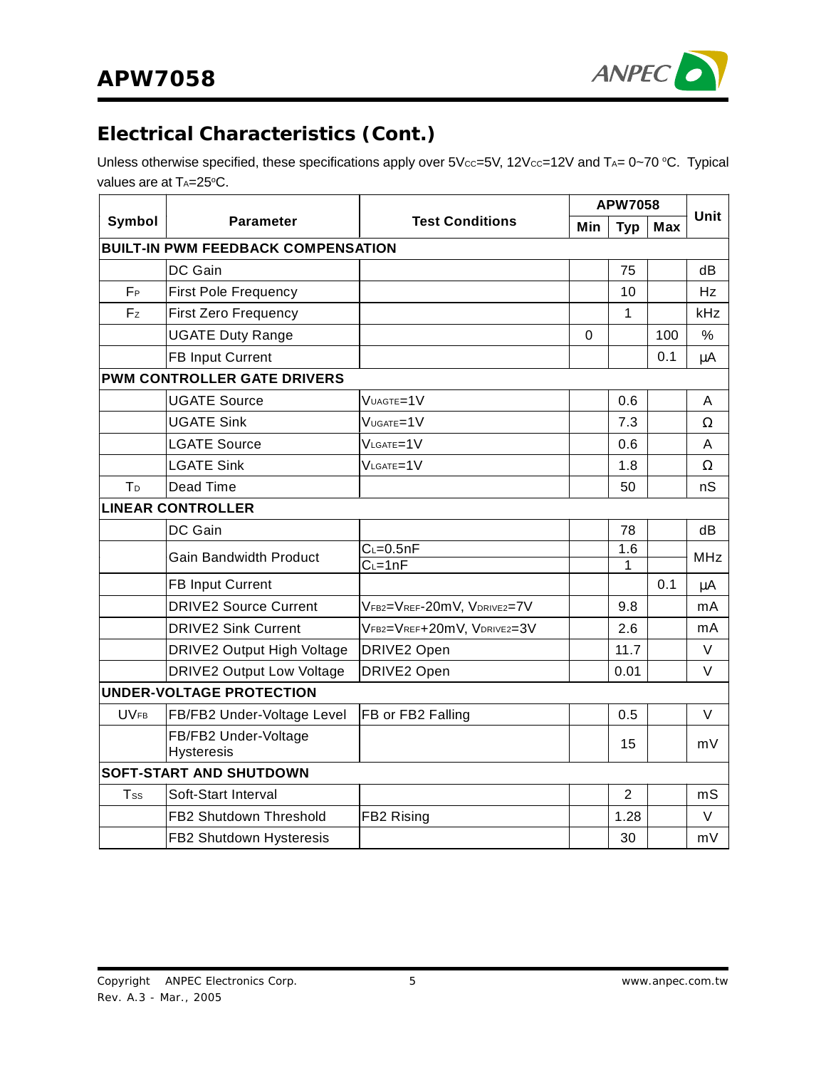## Electrical Characteristics (Cont.)

Unless otherwise specified, these specifications apply over $5V_{CC}$=5V, $12V_{CC}$=12V and $T_A$= 0~70 °C. Typical values are at $T_A$=25°C.

| Symbol | Parameter | Test Conditions | APW7058 | | | Unit |
|---|---|---|---|---|---|---|
| | | | Min | Typ | Max | |
| **BUILT-IN PWM FEEDBACK COMPENSATION** | | | | | | |
| | DC Gain | | | 75 | | dB |
| $F_P$ | First Pole Frequency | | | 10 | | Hz |
| $F_Z$ | First Zero Frequency | | | 1 | | kHz |
| | UGATE Duty Range | | 0 | | 100 | % |
| | FB Input Current | | | | 0.1 | μA |
| **PWM CONTROLLER GATE DRIVERS** | | | | | | |
| | UGATE Source | $V_{UAGTE}$=1V | | 0.6 | | A |
| | UGATE Sink | $V_{UGATE}$=1V | | 7.3 | | Ω |
| | LGATE Source | $V_{LGATE}$=1V | | 0.6 | | A |
| | LGATE Sink | $V_{LGATE}$=1V | | 1.8 | | Ω |
| $T_D$ | Dead Time | | | 50 | | nS |
| **LINEAR CONTROLLER** | | | | | | |
| | DC Gain | | | 78 | | dB |
| | Gain Bandwidth Product | $C_L$=0.5nF | | 1.6 | | MHz |
| | | $C_L$=1nF | | 1 | | MHz |
| | FB Input Current | | | | 0.1 | μA |
| | DRIVE2 Source Current | $V_{FB2}$=$V_{REF}$-20mV, $V_{DRIVE2}$=7V | | 9.8 | | mA |
| | DRIVE2 Sink Current | $V_{FB2}$=$V_{REF}$+20mV, $V_{DRIVE2}$=3V | | 2.6 | | mA |
| | DRIVE2 Output High Voltage | DRIVE2 Open | | 11.7 | | V |
| | DRIVE2 Output Low Voltage | DRIVE2 Open | | 0.01 | | V |
| **UNDER-VOLTAGE PROTECTION** | | | | | | |
| $UV_{FB}$ | FB/FB2 Under-Voltage Level | FB or FB2 Falling | | 0.5 | | V |
| | FB/FB2 Under-Voltage Hysteresis | | | 15 | | mV |
| **SOFT-START AND SHUTDOWN** | | | | | | |
| $T_{SS}$ | Soft-Start Interval | | | 2 | | mS |
| | FB2 Shutdown Threshold | FB2 Rising | | 1.28 | | V |
| | FB2 Shutdown Hysteresis | | | 30 | | mV |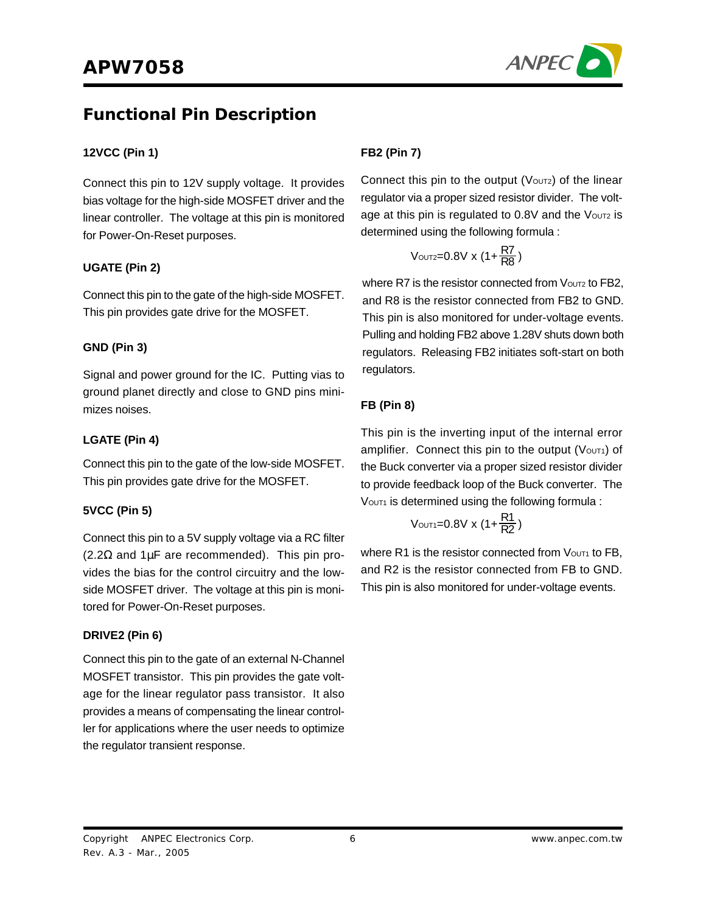## Functional Pin Description

### 12VCC (Pin 1)

Connect this pin to 12V supply voltage. It provides bias voltage for the high-side MOSFET driver and the linear controller. The voltage at this pin is monitored for Power-On-Reset purposes.

### UGATE (Pin 2)

Connect this pin to the gate of the high-side MOSFET. This pin provides gate drive for the MOSFET.

### GND (Pin 3)

Signal and power ground for the IC. Putting vias to ground planet directly and close to GND pins minimizes noises.

### LGATE (Pin 4)

Connect this pin to the gate of the low-side MOSFET. This pin provides gate drive for the MOSFET.

### 5VCC (Pin 5)

Connect this pin to a 5V supply voltage via a RC filter (2.2Ω and 1μF are recommended). This pin provides the bias for the control circuitry and the low-side MOSFET driver. The voltage at this pin is monitored for Power-On-Reset purposes.

### DRIVE2 (Pin 6)

Connect this pin to the gate of an external N-Channel MOSFET transistor. This pin provides the gate voltage for the linear regulator pass transistor. It also provides a means of compensating the linear controller for applications where the user needs to optimize the regulator transient response.

### FB2 (Pin 7)

Connect this pin to the output ($V_{OUT2}$) of the linear regulator via a proper sized resistor divider. The voltage at this pin is regulated to 0.8V and the $V_{OUT2}$ is determined using the following formula :

$$V_{OUT2}=0.8V \times (1+\frac{R7}{R8})$$

where R7 is the resistor connected from $V_{OUT2}$ to FB2, and R8 is the resistor connected from FB2 to GND. This pin is also monitored for under-voltage events. Pulling and holding FB2 above 1.28V shuts down both regulators. Releasing FB2 initiates soft-start on both regulators.

### FB (Pin 8)

This pin is the inverting input of the internal error amplifier. Connect this pin to the output ($V_{OUT1}$) of the Buck converter via a proper sized resistor divider to provide feedback loop of the Buck converter. The $V_{OUT1}$ is determined using the following formula :

$$V_{OUT1}=0.8V \times (1+\frac{R1}{R2})$$

where R1 is the resistor connected from $V_{OUT1}$ to FB, and R2 is the resistor connected from FB to GND. This pin is also monitored for under-voltage events.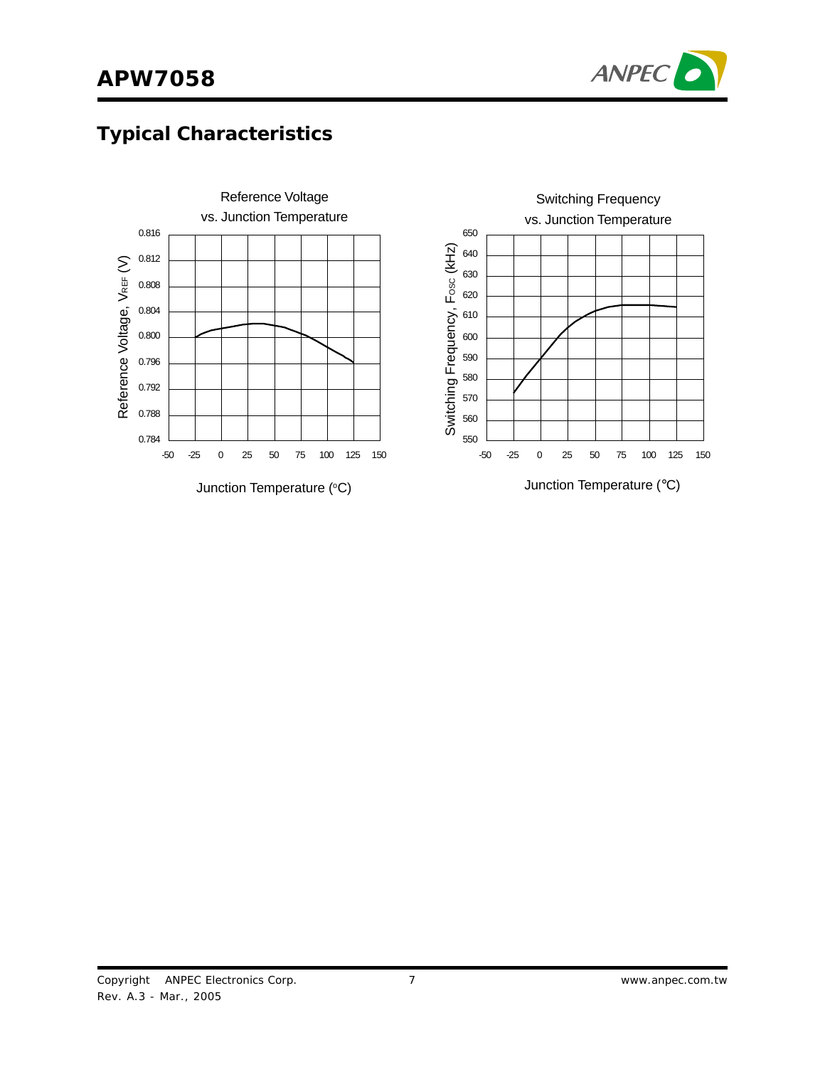## Typical Characteristics

Reference Voltage vs. Junction Temperature

Reference Voltage, $V_{REF}$ (V)

0.816
0.812
0.808
0.804
0.800
0.796
0.792
0.788
0.784

-50 -25 0 25 50 75 100 125 150

Junction Temperature (°C)

Switching Frequency vs. Junction Temperature

Switching Frequency, $F_{OSC}$ (kHz)

650
640
630
620
610
600
590
580
570
560
550

-50 -25 0 25 50 75 100 125 150

Junction Temperature (°C)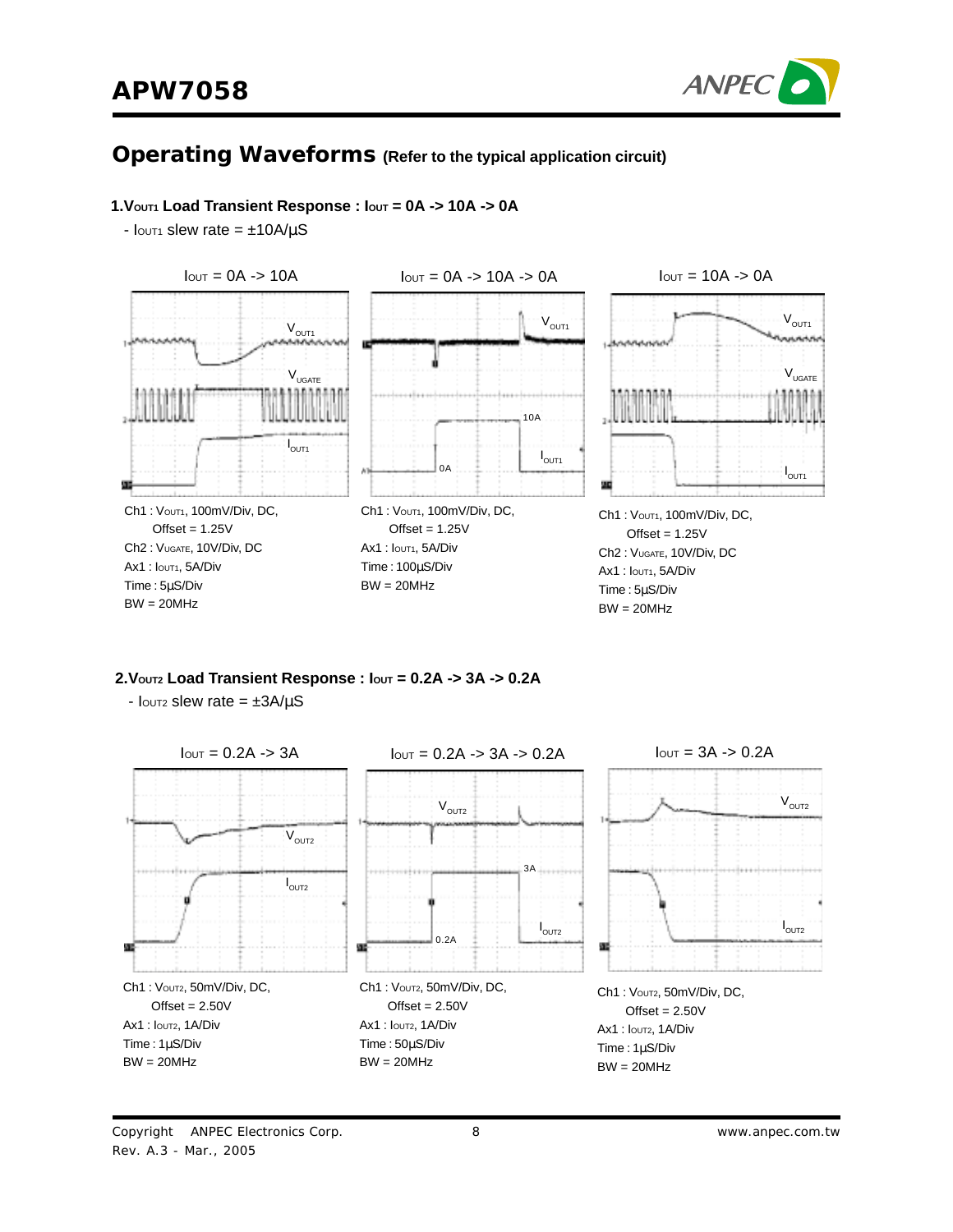## Operating Waveforms (Refer to the typical application circuit)

### 1. $V_{OUT1}$ Load Transient Response : $I_{OUT}$ = 0A -> 10A -> 0A

- $I_{OUT1}$ slew rate = ±10A/µS

$I_{OUT}$ = 0A -> 10A

Ch1 : $V_{OUT1}$, 100mV/Div, DC, Offset = 1.25V
Ch2 : $V_{UGATE}$, 10V/Div, DC
Ax1 : $I_{OUT1}$, 5A/Div
Time : 5µS/Div
BW = 20MHz

$I_{OUT}$ = 0A -> 10A -> 0A

Ch1 : $V_{OUT1}$, 100mV/Div, DC, Offset = 1.25V
Ax1 : $I_{OUT1}$, 5A/Div
Time : 100µS/Div
BW = 20MHz

$I_{OUT}$ = 10A -> 0A

Ch1 : $V_{OUT1}$, 100mV/Div, DC, Offset = 1.25V
Ch2 : $V_{UGATE}$, 10V/Div, DC
Ax1 : $I_{OUT1}$, 5A/Div
Time : 5µS/Div
BW = 20MHz

### 2. $V_{OUT2}$ Load Transient Response : $I_{OUT}$ = 0.2A -> 3A -> 0.2A

- $I_{OUT2}$ slew rate = ±3A/µS

$I_{OUT}$ = 0.2A -> 3A

Ch1 : $V_{OUT2}$, 50mV/Div, DC, Offset = 2.50V
Ax1 : $I_{OUT2}$, 1A/Div
Time : 1µS/Div
BW = 20MHz

$I_{OUT}$ = 0.2A -> 3A -> 0.2A

Ch1 : $V_{OUT2}$, 50mV/Div, DC, Offset = 2.50V
Ax1 : $I_{OUT2}$, 1A/Div
Time : 50µS/Div
BW = 20MHz

$I_{OUT}$ = 3A -> 0.2A

Ch1 : $V_{OUT2}$, 50mV/Div, DC, Offset = 2.50V
Ax1 : $I_{OUT2}$, 1A/Div
Time : 1µS/Div
BW = 20MHz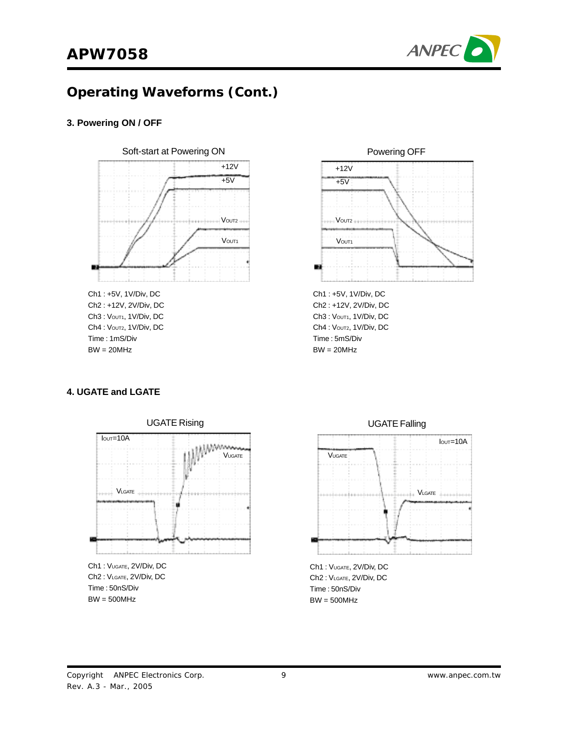## Operating Waveforms (Cont.)

### 3. Powering ON / OFF

Soft-start at Powering ON

+12V

+5V

$V_{OUT2}$

$V_{OUT1}$

Ch1 : +5V, 1V/Div, DC
Ch2 : +12V, 2V/Div, DC
Ch3 : $V_{OUT1}$, 1V/Div, DC
Ch4 : $V_{OUT2}$, 1V/Div, DC
Time : 1mS/Div
BW = 20MHz

Powering OFF

+12V

+5V

$V_{OUT2}$

$V_{OUT1}$

Ch1 : +5V, 1V/Div, DC
Ch2 : +12V, 2V/Div, DC
Ch3 : $V_{OUT1}$, 1V/Div, DC
Ch4 : $V_{OUT2}$, 1V/Div, DC
Time : 5mS/Div
BW = 20MHz

### 4. UGATE and LGATE

UGATE Rising

$I_{OUT}$=10A

$V_{UGATE}$

$V_{LGATE}$

Ch1 : $V_{UGATE}$, 2V/Div, DC
Ch2 : $V_{LGATE}$, 2V/Div, DC
Time : 50nS/Div
BW = 500MHz

UGATE Falling

$I_{OUT}$=10A

$V_{UGATE}$

$V_{LGATE}$

Ch1 : $V_{UGATE}$, 2V/Div, DC
Ch2 : $V_{LGATE}$, 2V/Div, DC
Time : 50nS/Div
BW = 500MHz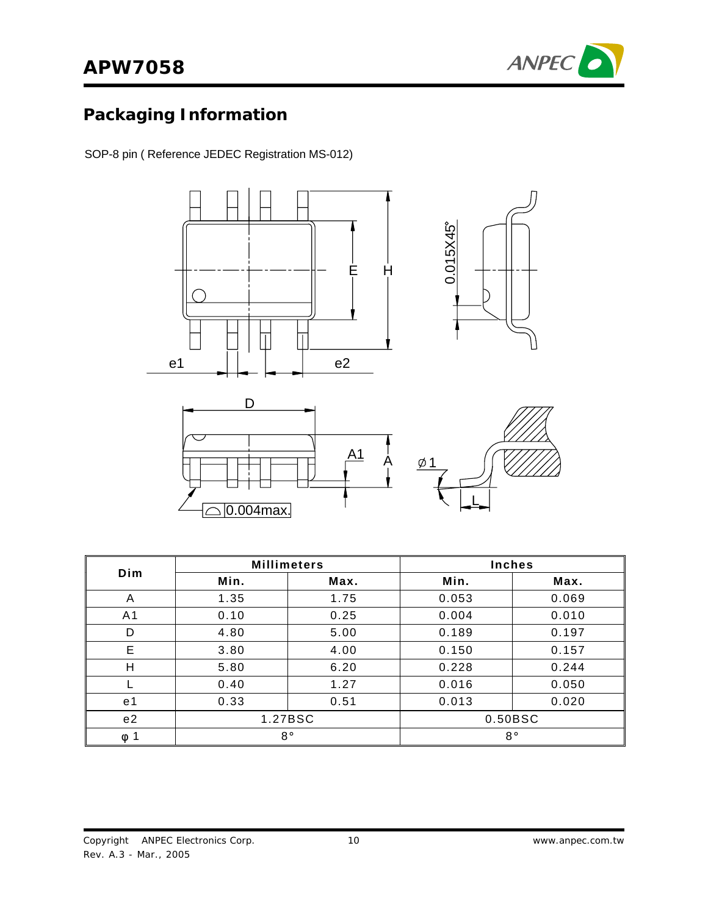## Packaging Information

SOP-8 pin ( Reference JEDEC Registration MS-012)

| Dim | Millimeters | | Inches | |
|---|---|---|---|---|
| | Min. | Max. | Min. | Max. |
| A | 1.35 | 1.75 | 0.053 | 0.069 |
| A1 | 0.10 | 0.25 | 0.004 | 0.010 |
| D | 4.80 | 5.00 | 0.189 | 0.197 |
| E | 3.80 | 4.00 | 0.150 | 0.157 |
| H | 5.80 | 6.20 | 0.228 | 0.244 |
| L | 0.40 | 1.27 | 0.016 | 0.050 |
| e1 | 0.33 | 0.51 | 0.013 | 0.020 |
| e2 | 1.27BSC | | 0.50BSC | |
| φ 1 | 8° | | 8° | |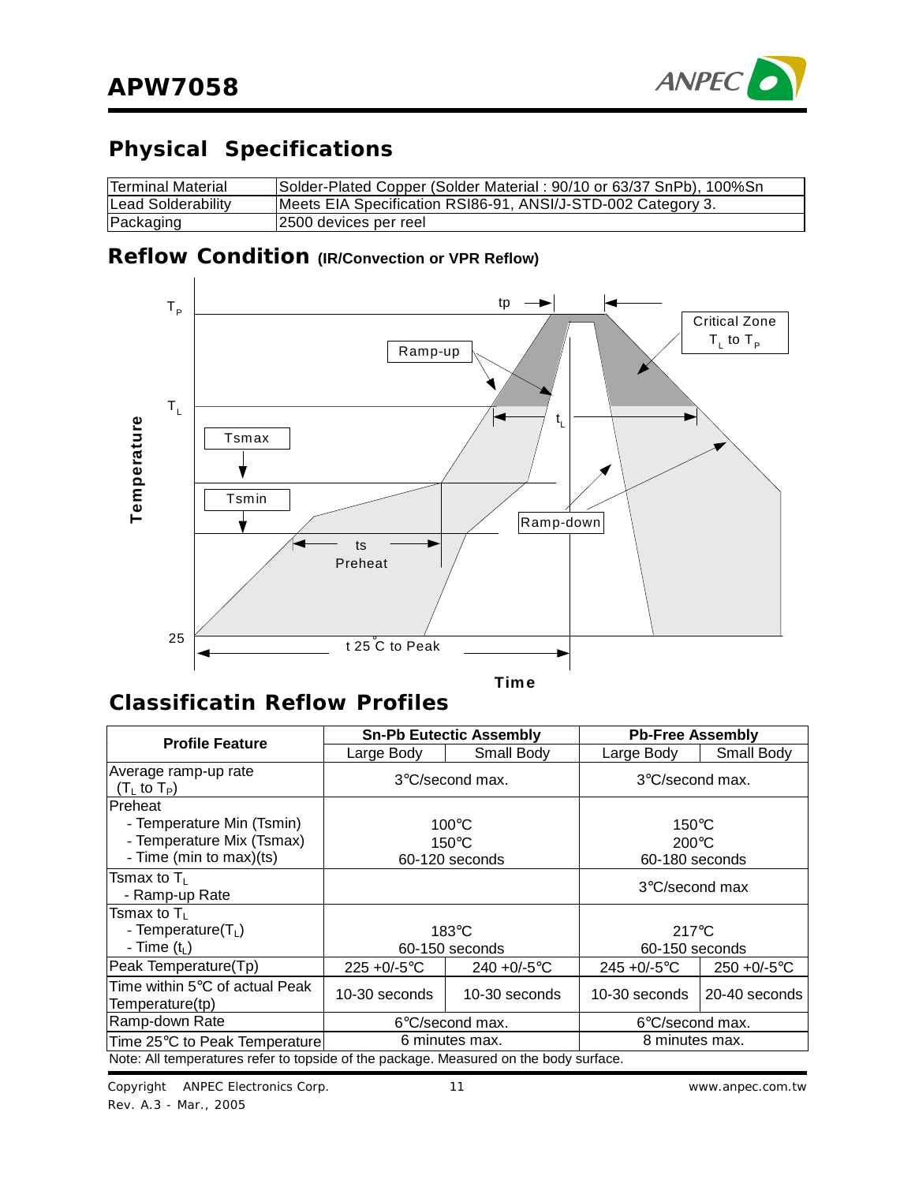## Physical Specifications

| Terminal Material | Solder-Plated Copper (Solder Material : 90/10 or 63/37 SnPb), 100%Sn |
|---|---|
| Lead Solderability | Meets EIA Specification RSI86-91, ANSI/J-STD-002 Category 3. |
| Packaging | 2500 devices per reel |

## Reflow Condition (IR/Convection or VPR Reflow)

## Classificatin Reflow Profiles

| Profile Feature | Sn-Pb Eutectic Assembly | | Pb-Free Assembly | |
|---|---|---|---|---|
| | Large Body | Small Body | Large Body | Small Body |
| Average ramp-up rate ($T_L$ to $T_P$) | 3°C/second max. | | 3°C/second max. | |
| Preheat<br>- Temperature Min (Tsmin)<br>- Temperature Mix (Tsmax)<br>- Time (min to max)(ts) | 100°C<br>150°C<br>60-120 seconds | | 150°C<br>200°C<br>60-180 seconds | |
| Tsmax to $T_L$<br>- Ramp-up Rate | | | 3°C/second max | |
| Tsmax to $T_L$<br>- Temperature($T_L$)<br>- Time ($t_L$) | 183°C<br>60-150 seconds | | 217°C<br>60-150 seconds | |
| Peak Temperature(Tp) | 225 +0/-5°C | 240 +0/-5°C | 245 +0/-5°C | 250 +0/-5°C |
| Time within 5°C of actual Peak Temperature(tp) | 10-30 seconds | 10-30 seconds | 10-30 seconds | 20-40 seconds |
| Ramp-down Rate | 6°C/second max. | | 6°C/second max. | |
| Time 25°C to Peak Temperature | 6 minutes max. | | 8 minutes max. | |

Note: All temperatures refer to topside of the package. Measured on the body surface.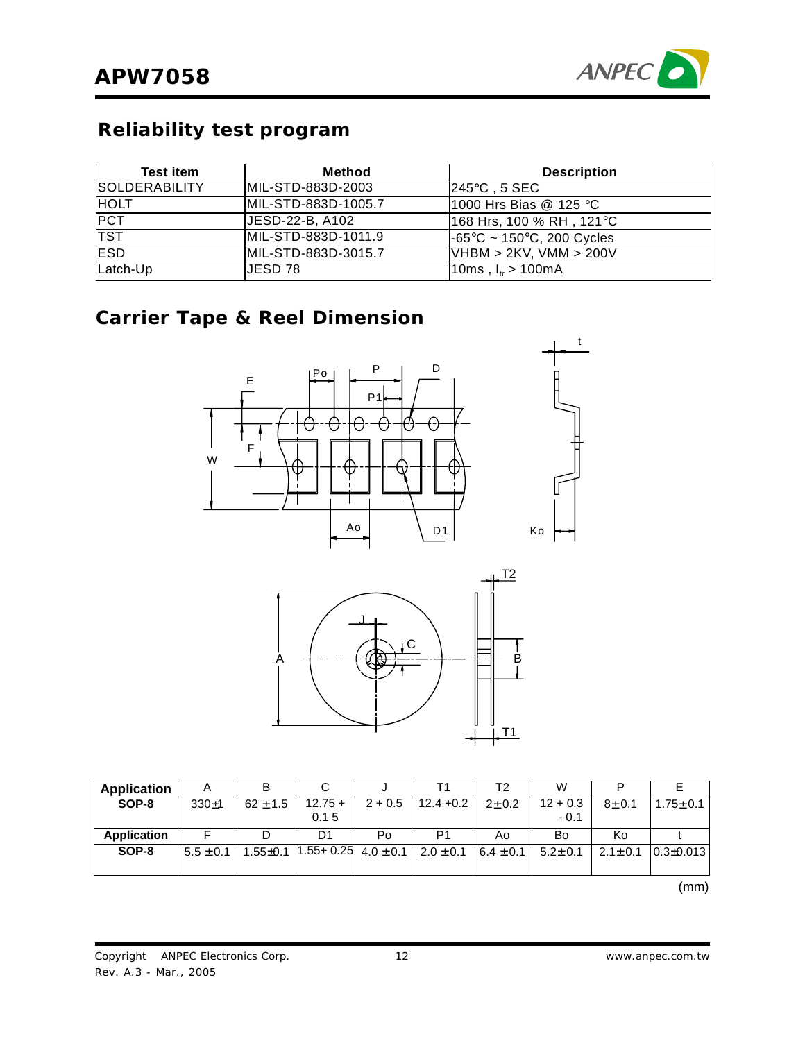## Reliability test program

| Test item | Method | Description |
|---|---|---|
| SOLDERABILITY | MIL-STD-883D-2003 | 245°C , 5 SEC |
| HOLT | MIL-STD-883D-1005.7 | 1000 Hrs Bias @ 125 °C |
| PCT | JESD-22-B, A102 | 168 Hrs, 100 % RH , 121°C |
| TST | MIL-STD-883D-1011.9 | -65°C ~ 150°C, 200 Cycles |
| ESD | MIL-STD-883D-3015.7 | VHBM > 2KV, VMM > 200V |
| Latch-Up | JESD 78 | 10ms , $I_{tr}$ > 100mA |

## Carrier Tape & Reel Dimension

| Application | A | B | C | J | T1 | T2 | W | P | E |
|---|---|---|---|---|---|---|---|---|---|
| SOP-8 | 330±1 | 62 ±1.5 | 12.75 + 0.1 5 | 2 + 0.5 | 12.4 +0.2 | 2±0.2 | 12 + 0.3 - 0.1 | 8±0.1 | 1.75±0.1 |
| **Application** | **F** | **D** | **D1** | **Po** | **P1** | **Ao** | **Bo** | **Ko** | **t** |
| SOP-8 | 5.5 ±0.1 | 1.55±0.1 | 1.55+ 0.25 | 4.0 ±0.1 | 2.0 ±0.1 | 6.4 ±0.1 | 5.2±0.1 | 2.1±0.1 | 0.3±0.013 |

(mm)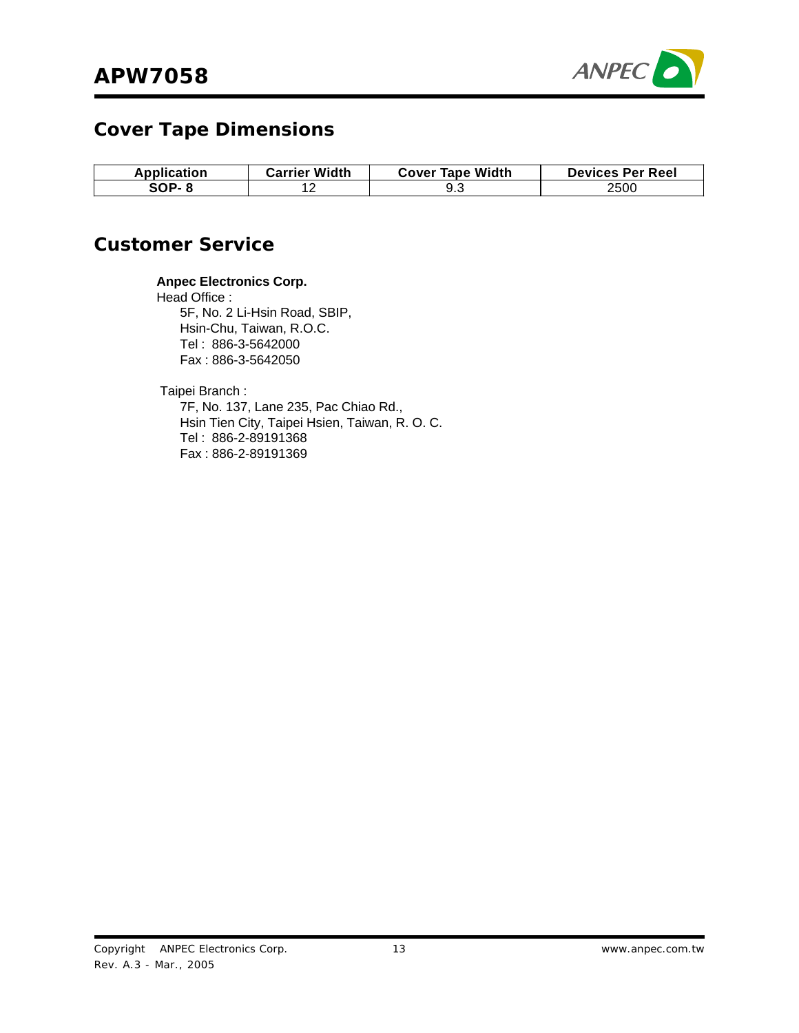## Cover Tape Dimensions

| Application | Carrier Width | Cover Tape Width | Devices Per Reel |
|---|---|---|---|
| **SOP- 8** | 12 | 9.3 | 2500 |

## Customer Service

**Anpec Electronics Corp.**

Head Office :

5F, No. 2 Li-Hsin Road, SBIP,
Hsin-Chu, Taiwan, R.O.C.
Tel : 886-3-5642000
Fax : 886-3-5642050

Taipei Branch :

7F, No. 137, Lane 235, Pac Chiao Rd.,
Hsin Tien City, Taipei Hsien, Taiwan, R. O. C.
Tel : 886-2-89191368
Fax : 886-2-89191369